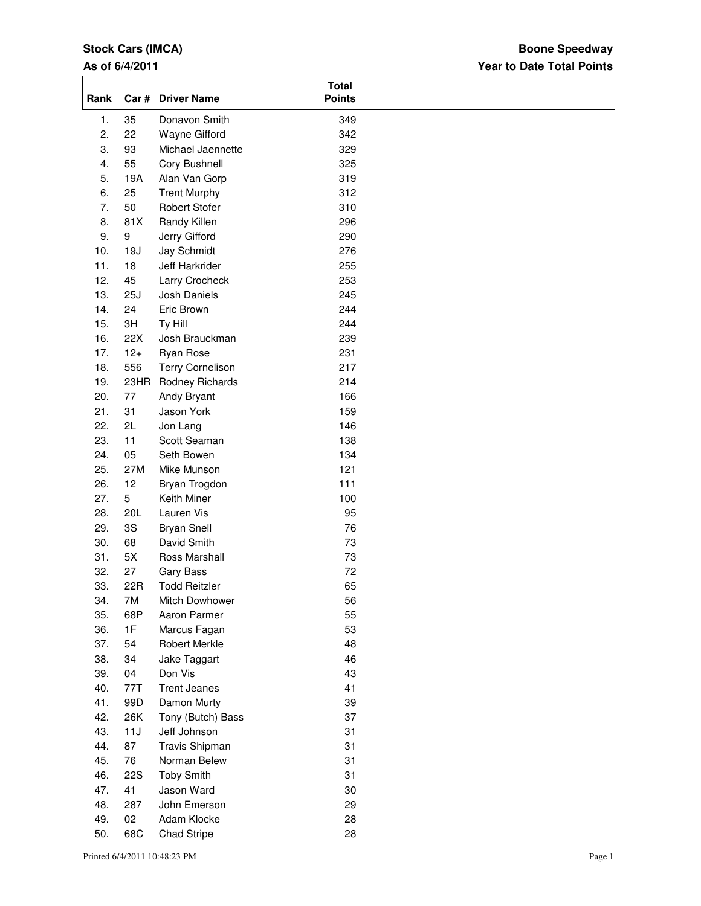**Stock Cars (IMCA)**

**As of 6/4/2011**

**Boone Speedway**

**Year to Date Total Points**

| Rank | Car # | Driver Name | Total Points |
|---|---|---|---|
| 1. | 35 | Donavon Smith | 349 |
| 2. | 22 | Wayne Gifford | 342 |
| 3. | 93 | Michael Jaennette | 329 |
| 4. | 55 | Cory Bushnell | 325 |
| 5. | 19A | Alan Van Gorp | 319 |
| 6. | 25 | Trent Murphy | 312 |
| 7. | 50 | Robert Stofer | 310 |
| 8. | 81X | Randy Killen | 296 |
| 9. | 9 | Jerry Gifford | 290 |
| 10. | 19J | Jay Schmidt | 276 |
| 11. | 18 | Jeff Harkrider | 255 |
| 12. | 45 | Larry Crocheck | 253 |
| 13. | 25J | Josh Daniels | 245 |
| 14. | 24 | Eric Brown | 244 |
| 15. | 3H | Ty Hill | 244 |
| 16. | 22X | Josh Brauckman | 239 |
| 17. | 12+ | Ryan Rose | 231 |
| 18. | 556 | Terry Cornelison | 217 |
| 19. | 23HR | Rodney Richards | 214 |
| 20. | 77 | Andy Bryant | 166 |
| 21. | 31 | Jason York | 159 |
| 22. | 2L | Jon Lang | 146 |
| 23. | 11 | Scott Seaman | 138 |
| 24. | 05 | Seth Bowen | 134 |
| 25. | 27M | Mike Munson | 121 |
| 26. | 12 | Bryan Trogdon | 111 |
| 27. | 5 | Keith Miner | 100 |
| 28. | 20L | Lauren Vis | 95 |
| 29. | 3S | Bryan Snell | 76 |
| 30. | 68 | David Smith | 73 |
| 31. | 5X | Ross Marshall | 73 |
| 32. | 27 | Gary Bass | 72 |
| 33. | 22R | Todd Reitzler | 65 |
| 34. | 7M | Mitch Dowhower | 56 |
| 35. | 68P | Aaron Parmer | 55 |
| 36. | 1F | Marcus Fagan | 53 |
| 37. | 54 | Robert Merkle | 48 |
| 38. | 34 | Jake Taggart | 46 |
| 39. | 04 | Don Vis | 43 |
| 40. | 77T | Trent Jeanes | 41 |
| 41. | 99D | Damon Murty | 39 |
| 42. | 26K | Tony (Butch) Bass | 37 |
| 43. | 11J | Jeff Johnson | 31 |
| 44. | 87 | Travis Shipman | 31 |
| 45. | 76 | Norman Belew | 31 |
| 46. | 22S | Toby Smith | 31 |
| 47. | 41 | Jason Ward | 30 |
| 48. | 287 | John Emerson | 29 |
| 49. | 02 | Adam Klocke | 28 |
| 50. | 68C | Chad Stripe | 28 |

Printed 6/4/2011 10:48:23 PM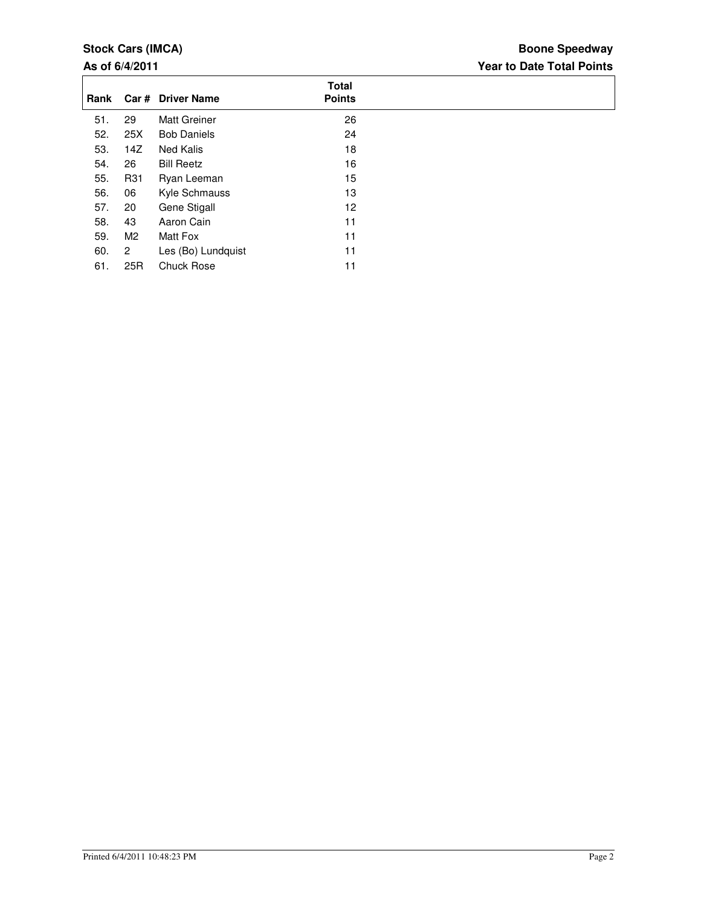**Stock Cars (IMCA)**

**As of 6/4/2011**

**Boone Speedway**

**Year to Date Total Points**

| Rank | Car # | Driver Name | Total Points |
|---|---|---|---|
| 51. | 29 | Matt Greiner | 26 |
| 52. | 25X | Bob Daniels | 24 |
| 53. | 14Z | Ned Kalis | 18 |
| 54. | 26 | Bill Reetz | 16 |
| 55. | R31 | Ryan Leeman | 15 |
| 56. | 06 | Kyle Schmauss | 13 |
| 57. | 20 | Gene Stigall | 12 |
| 58. | 43 | Aaron Cain | 11 |
| 59. | M2 | Matt Fox | 11 |
| 60. | 2 | Les (Bo) Lundquist | 11 |
| 61. | 25R | Chuck Rose | 11 |

Printed 6/4/2011 10:48:23 PM